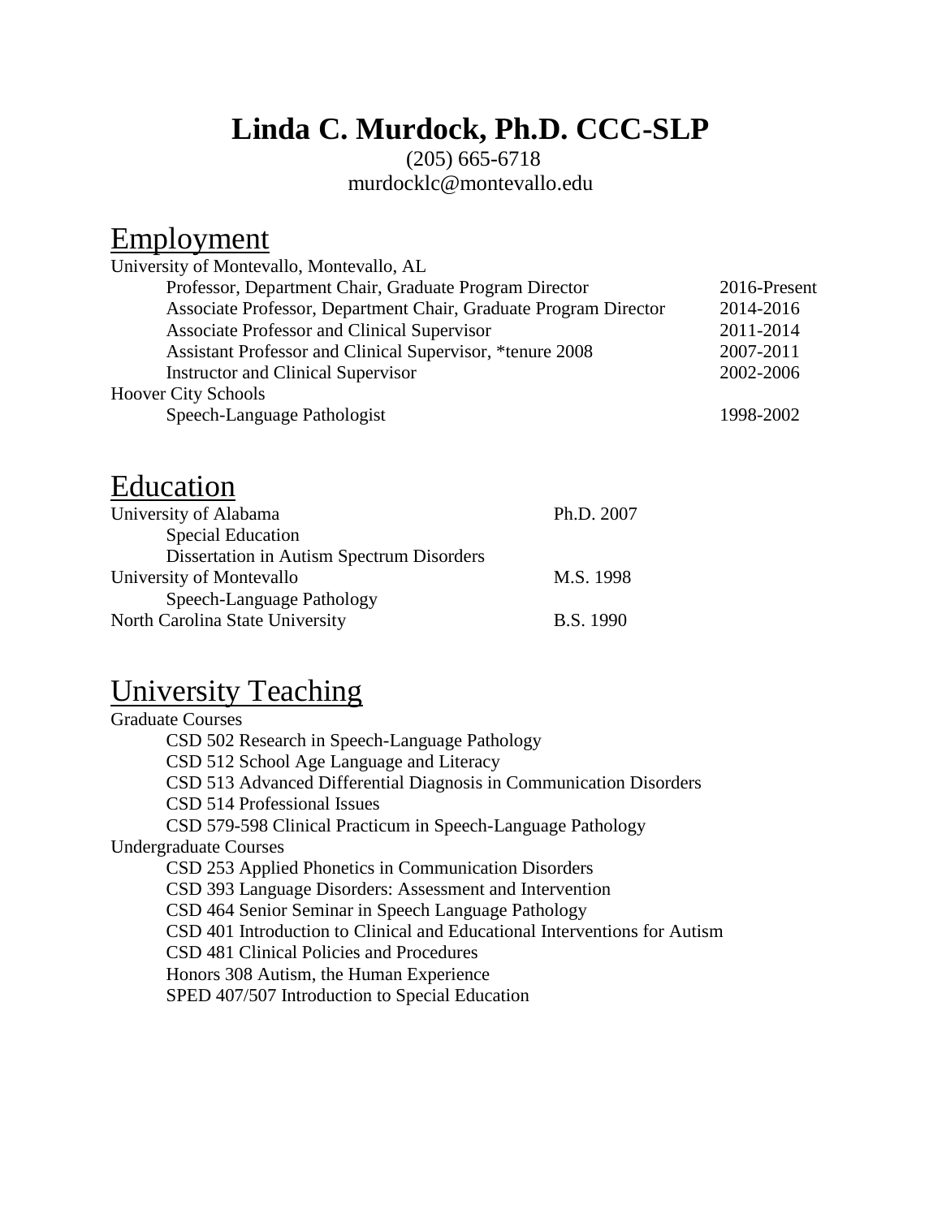# Linda C. Murdock, Ph.D. CCC-SLP

(205) 665-6718
murdocklc@montevallo.edu

## Employment

University of Montevallo, Montevallo, AL

| | |
|---|---|
| Professor, Department Chair, Graduate Program Director | 2016-Present |
| Associate Professor, Department Chair, Graduate Program Director | 2014-2016 |
| Associate Professor and Clinical Supervisor | 2011-2014 |
| Assistant Professor and Clinical Supervisor, *tenure 2008 | 2007-2011 |
| Instructor and Clinical Supervisor | 2002-2006 |

Hoover City Schools

| | |
|---|---|
| Speech-Language Pathologist | 1998-2002 |

## Education

| | |
|---|---|
| University of Alabama | Ph.D. 2007 |
| Special Education | |
| Dissertation in Autism Spectrum Disorders | |
| University of Montevallo | M.S. 1998 |
| Speech-Language Pathology | |
| North Carolina State University | B.S. 1990 |

## University Teaching

Graduate Courses

- CSD 502 Research in Speech-Language Pathology
- CSD 512 School Age Language and Literacy
- CSD 513 Advanced Differential Diagnosis in Communication Disorders
- CSD 514 Professional Issues
- CSD 579-598 Clinical Practicum in Speech-Language Pathology

Undergraduate Courses

- CSD 253 Applied Phonetics in Communication Disorders
- CSD 393 Language Disorders: Assessment and Intervention
- CSD 464 Senior Seminar in Speech Language Pathology
- CSD 401 Introduction to Clinical and Educational Interventions for Autism
- CSD 481 Clinical Policies and Procedures
- Honors 308 Autism, the Human Experience
- SPED 407/507 Introduction to Special Education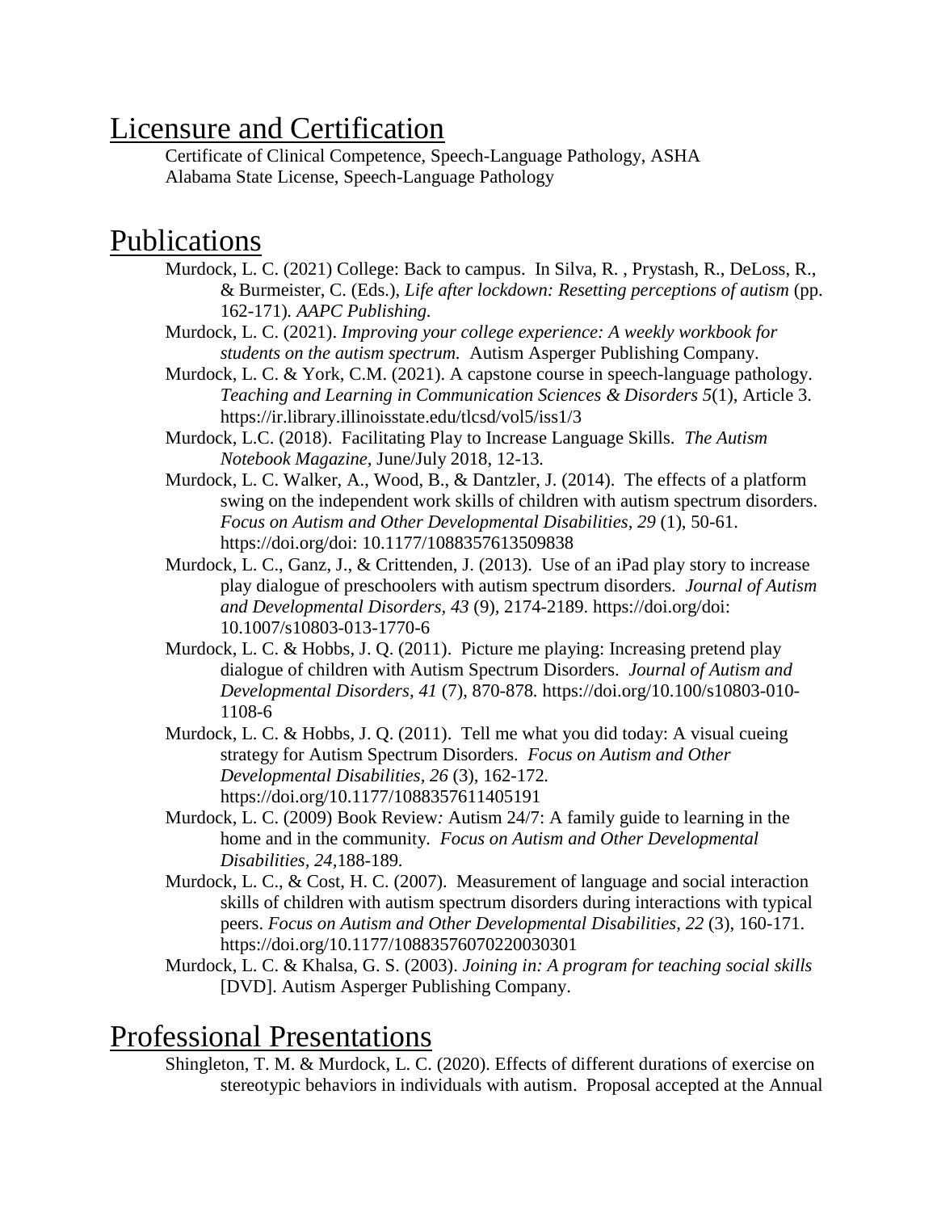# Licensure and Certification

Certificate of Clinical Competence, Speech-Language Pathology, ASHA
Alabama State License, Speech-Language Pathology

# Publications

Murdock, L. C. (2021) College: Back to campus. In Silva, R. , Prystash, R., DeLoss, R., & Burmeister, C. (Eds.), *Life after lockdown: Resetting perceptions of autism* (pp. 162-171)*. AAPC Publishing.*

Murdock, L. C. (2021). *Improving your college experience: A weekly workbook for students on the autism spectrum.* Autism Asperger Publishing Company.

Murdock, L. C. & York, C.M. (2021). A capstone course in speech-language pathology. *Teaching and Learning in Communication Sciences & Disorders 5*(1), Article 3. https://ir.library.illinoisstate.edu/tlcsd/vol5/iss1/3

Murdock, L.C. (2018). Facilitating Play to Increase Language Skills. *The Autism Notebook Magazine,* June/July 2018, 12-13*.*

Murdock, L. C. Walker, A., Wood, B., & Dantzler, J. (2014). The effects of a platform swing on the independent work skills of children with autism spectrum disorders. *Focus on Autism and Other Developmental Disabilities, 29* (1), 50-61. https://doi.org/doi: 10.1177/1088357613509838

Murdock, L. C., Ganz, J., & Crittenden, J. (2013). Use of an iPad play story to increase play dialogue of preschoolers with autism spectrum disorders. *Journal of Autism and Developmental Disorders, 43* (9), 2174-2189. https://doi.org/doi: 10.1007/s10803-013-1770-6

Murdock, L. C. & Hobbs, J. Q. (2011). Picture me playing: Increasing pretend play dialogue of children with Autism Spectrum Disorders. *Journal of Autism and Developmental Disorders, 41* (7), 870-878*.* https://doi.org/10.100/s10803-010-1108-6

Murdock, L. C. & Hobbs, J. Q. (2011). Tell me what you did today: A visual cueing strategy for Autism Spectrum Disorders. *Focus on Autism and Other Developmental Disabilities, 26* (3), 162-172*.* https://doi.org/10.1177/1088357611405191

Murdock, L. C. (2009) Book Review*:* Autism 24/7: A family guide to learning in the home and in the community*. Focus on Autism and Other Developmental Disabilities, 24,*188-189*.*

Murdock, L. C., & Cost, H. C. (2007). Measurement of language and social interaction skills of children with autism spectrum disorders during interactions with typical peers. *Focus on Autism and Other Developmental Disabilities, 22* (3), 160-171. https://doi.org/10.1177/10883576070220030301

Murdock, L. C. & Khalsa, G. S. (2003). *Joining in: A program for teaching social skills* [DVD]. Autism Asperger Publishing Company.

# Professional Presentations

Shingleton, T. M. & Murdock, L. C. (2020). Effects of different durations of exercise on stereotypic behaviors in individuals with autism. Proposal accepted at the Annual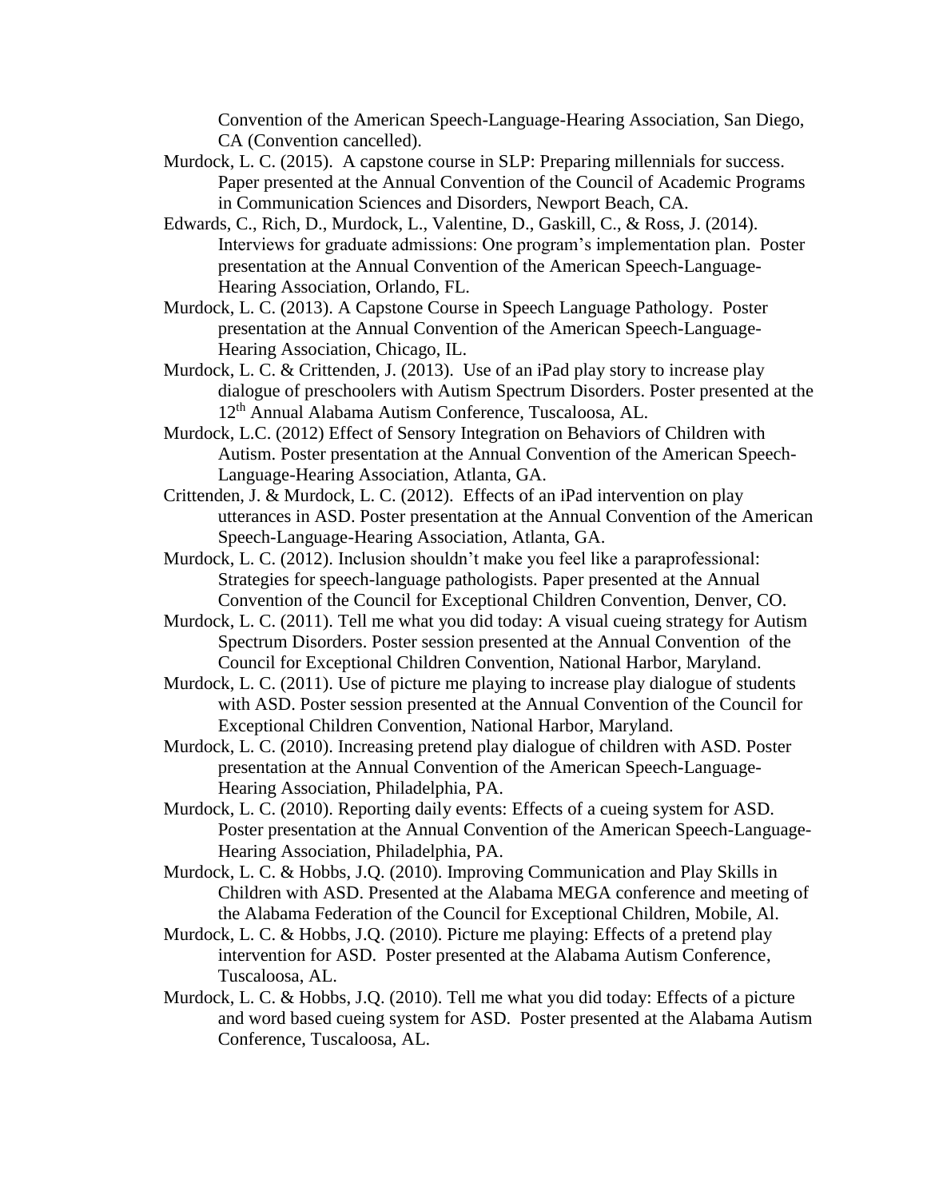Convention of the American Speech-Language-Hearing Association, San Diego, CA (Convention cancelled).

Murdock, L. C. (2015). A capstone course in SLP: Preparing millennials for success. Paper presented at the Annual Convention of the Council of Academic Programs in Communication Sciences and Disorders, Newport Beach, CA.

Edwards, C., Rich, D., Murdock, L., Valentine, D., Gaskill, C., & Ross, J. (2014). Interviews for graduate admissions: One program's implementation plan. Poster presentation at the Annual Convention of the American Speech-Language-Hearing Association, Orlando, FL.

Murdock, L. C. (2013). A Capstone Course in Speech Language Pathology. Poster presentation at the Annual Convention of the American Speech-Language-Hearing Association, Chicago, IL.

Murdock, L. C. & Crittenden, J. (2013). Use of an iPad play story to increase play dialogue of preschoolers with Autism Spectrum Disorders. Poster presented at the 12th Annual Alabama Autism Conference, Tuscaloosa, AL.

Murdock, L.C. (2012) Effect of Sensory Integration on Behaviors of Children with Autism. Poster presentation at the Annual Convention of the American Speech-Language-Hearing Association, Atlanta, GA.

Crittenden, J. & Murdock, L. C. (2012). Effects of an iPad intervention on play utterances in ASD. Poster presentation at the Annual Convention of the American Speech-Language-Hearing Association, Atlanta, GA.

Murdock, L. C. (2012). Inclusion shouldn't make you feel like a paraprofessional: Strategies for speech-language pathologists. Paper presented at the Annual Convention of the Council for Exceptional Children Convention, Denver, CO.

Murdock, L. C. (2011). Tell me what you did today: A visual cueing strategy for Autism Spectrum Disorders. Poster session presented at the Annual Convention of the Council for Exceptional Children Convention, National Harbor, Maryland.

Murdock, L. C. (2011). Use of picture me playing to increase play dialogue of students with ASD. Poster session presented at the Annual Convention of the Council for Exceptional Children Convention, National Harbor, Maryland.

Murdock, L. C. (2010). Increasing pretend play dialogue of children with ASD. Poster presentation at the Annual Convention of the American Speech-Language-Hearing Association, Philadelphia, PA.

Murdock, L. C. (2010). Reporting daily events: Effects of a cueing system for ASD. Poster presentation at the Annual Convention of the American Speech-Language-Hearing Association, Philadelphia, PA.

Murdock, L. C. & Hobbs, J.Q. (2010). Improving Communication and Play Skills in Children with ASD. Presented at the Alabama MEGA conference and meeting of the Alabama Federation of the Council for Exceptional Children, Mobile, Al.

Murdock, L. C. & Hobbs, J.Q. (2010). Picture me playing: Effects of a pretend play intervention for ASD. Poster presented at the Alabama Autism Conference, Tuscaloosa, AL.

Murdock, L. C. & Hobbs, J.Q. (2010). Tell me what you did today: Effects of a picture and word based cueing system for ASD. Poster presented at the Alabama Autism Conference, Tuscaloosa, AL.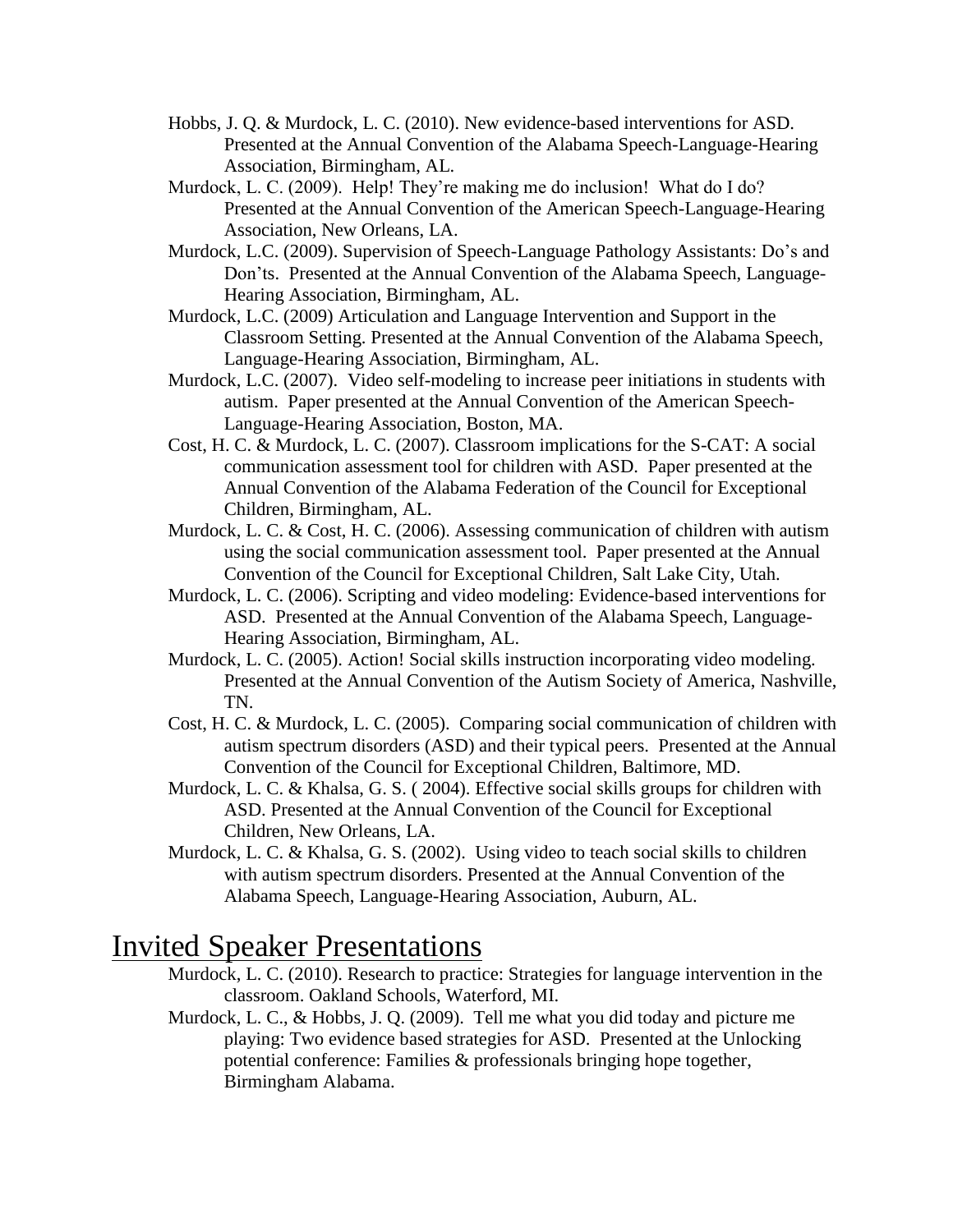Hobbs, J. Q. & Murdock, L. C. (2010). New evidence-based interventions for ASD. Presented at the Annual Convention of the Alabama Speech-Language-Hearing Association, Birmingham, AL.

Murdock, L. C. (2009). Help! They're making me do inclusion! What do I do? Presented at the Annual Convention of the American Speech-Language-Hearing Association, New Orleans, LA.

Murdock, L.C. (2009). Supervision of Speech-Language Pathology Assistants: Do's and Don'ts. Presented at the Annual Convention of the Alabama Speech, Language-Hearing Association, Birmingham, AL.

Murdock, L.C. (2009) Articulation and Language Intervention and Support in the Classroom Setting. Presented at the Annual Convention of the Alabama Speech, Language-Hearing Association, Birmingham, AL.

Murdock, L.C. (2007). Video self-modeling to increase peer initiations in students with autism. Paper presented at the Annual Convention of the American Speech-Language-Hearing Association, Boston, MA.

Cost, H. C. & Murdock, L. C. (2007). Classroom implications for the S-CAT: A social communication assessment tool for children with ASD. Paper presented at the Annual Convention of the Alabama Federation of the Council for Exceptional Children, Birmingham, AL.

Murdock, L. C. & Cost, H. C. (2006). Assessing communication of children with autism using the social communication assessment tool. Paper presented at the Annual Convention of the Council for Exceptional Children, Salt Lake City, Utah.

Murdock, L. C. (2006). Scripting and video modeling: Evidence-based interventions for ASD. Presented at the Annual Convention of the Alabama Speech, Language-Hearing Association, Birmingham, AL.

Murdock, L. C. (2005). Action! Social skills instruction incorporating video modeling. Presented at the Annual Convention of the Autism Society of America, Nashville, TN.

Cost, H. C. & Murdock, L. C. (2005). Comparing social communication of children with autism spectrum disorders (ASD) and their typical peers. Presented at the Annual Convention of the Council for Exceptional Children, Baltimore, MD.

Murdock, L. C. & Khalsa, G. S. ( 2004). Effective social skills groups for children with ASD. Presented at the Annual Convention of the Council for Exceptional Children, New Orleans, LA.

Murdock, L. C. & Khalsa, G. S. (2002). Using video to teach social skills to children with autism spectrum disorders. Presented at the Annual Convention of the Alabama Speech, Language-Hearing Association, Auburn, AL.

# Invited Speaker Presentations

Murdock, L. C. (2010). Research to practice: Strategies for language intervention in the classroom. Oakland Schools, Waterford, MI.

Murdock, L. C., & Hobbs, J. Q. (2009). Tell me what you did today and picture me playing: Two evidence based strategies for ASD. Presented at the Unlocking potential conference: Families & professionals bringing hope together, Birmingham Alabama.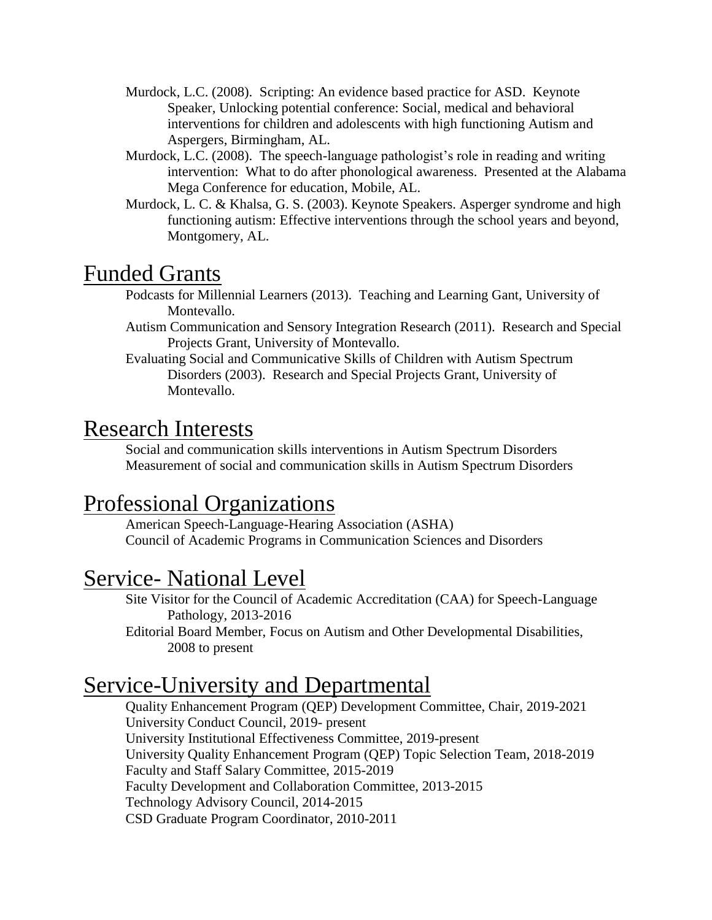Murdock, L.C. (2008). Scripting: An evidence based practice for ASD. Keynote Speaker, Unlocking potential conference: Social, medical and behavioral interventions for children and adolescents with high functioning Autism and Aspergers, Birmingham, AL.

Murdock, L.C. (2008). The speech-language pathologist's role in reading and writing intervention: What to do after phonological awareness. Presented at the Alabama Mega Conference for education, Mobile, AL.

Murdock, L. C. & Khalsa, G. S. (2003). Keynote Speakers. Asperger syndrome and high functioning autism: Effective interventions through the school years and beyond, Montgomery, AL.

## Funded Grants

Podcasts for Millennial Learners (2013). Teaching and Learning Gant, University of Montevallo.

Autism Communication and Sensory Integration Research (2011). Research and Special Projects Grant, University of Montevallo.

Evaluating Social and Communicative Skills of Children with Autism Spectrum Disorders (2003). Research and Special Projects Grant, University of Montevallo.

## Research Interests

Social and communication skills interventions in Autism Spectrum Disorders
Measurement of social and communication skills in Autism Spectrum Disorders

## Professional Organizations

American Speech-Language-Hearing Association (ASHA)
Council of Academic Programs in Communication Sciences and Disorders

## Service- National Level

Site Visitor for the Council of Academic Accreditation (CAA) for Speech-Language Pathology, 2013-2016

Editorial Board Member, Focus on Autism and Other Developmental Disabilities, 2008 to present

## Service-University and Departmental

Quality Enhancement Program (QEP) Development Committee, Chair, 2019-2021
University Conduct Council, 2019- present
University Institutional Effectiveness Committee, 2019-present
University Quality Enhancement Program (QEP) Topic Selection Team, 2018-2019
Faculty and Staff Salary Committee, 2015-2019
Faculty Development and Collaboration Committee, 2013-2015
Technology Advisory Council, 2014-2015
CSD Graduate Program Coordinator, 2010-2011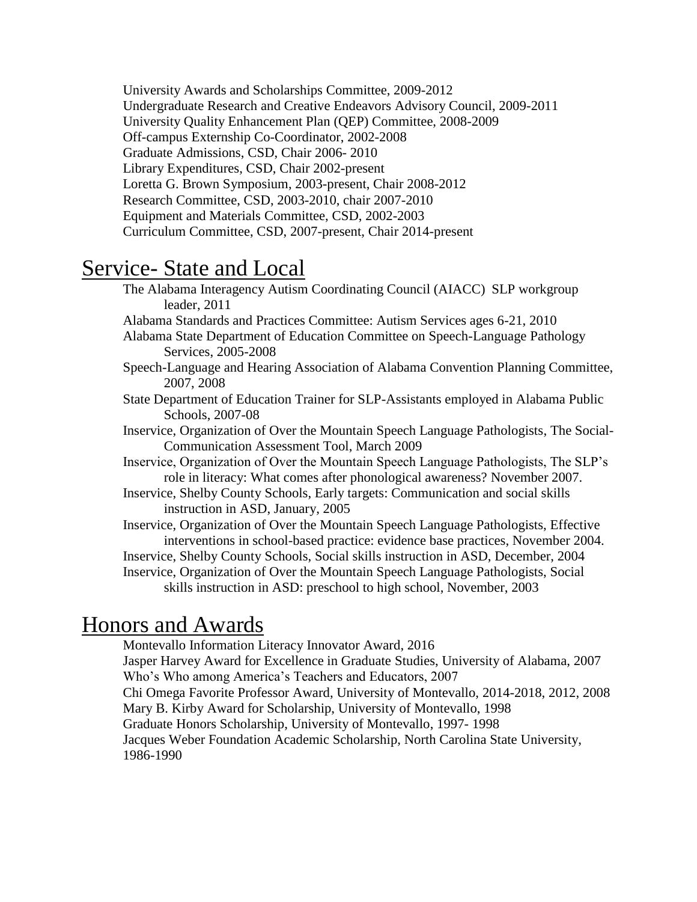University Awards and Scholarships Committee, 2009-2012
Undergraduate Research and Creative Endeavors Advisory Council, 2009-2011
University Quality Enhancement Plan (QEP) Committee, 2008-2009
Off-campus Externship Co-Coordinator, 2002-2008
Graduate Admissions, CSD, Chair 2006- 2010
Library Expenditures, CSD, Chair 2002-present
Loretta G. Brown Symposium, 2003-present, Chair 2008-2012
Research Committee, CSD, 2003-2010, chair 2007-2010
Equipment and Materials Committee, CSD, 2002-2003
Curriculum Committee, CSD, 2007-present, Chair 2014-present

## Service- State and Local

The Alabama Interagency Autism Coordinating Council (AIACC) SLP workgroup leader, 2011
Alabama Standards and Practices Committee: Autism Services ages 6-21, 2010
Alabama State Department of Education Committee on Speech-Language Pathology Services, 2005-2008
Speech-Language and Hearing Association of Alabama Convention Planning Committee, 2007, 2008
State Department of Education Trainer for SLP-Assistants employed in Alabama Public Schools, 2007-08
Inservice, Organization of Over the Mountain Speech Language Pathologists, The Social-Communication Assessment Tool, March 2009
Inservice, Organization of Over the Mountain Speech Language Pathologists, The SLP's role in literacy: What comes after phonological awareness? November 2007.
Inservice, Shelby County Schools, Early targets: Communication and social skills instruction in ASD, January, 2005
Inservice, Organization of Over the Mountain Speech Language Pathologists, Effective interventions in school-based practice: evidence base practices, November 2004.
Inservice, Shelby County Schools, Social skills instruction in ASD, December, 2004
Inservice, Organization of Over the Mountain Speech Language Pathologists, Social skills instruction in ASD: preschool to high school, November, 2003

## Honors and Awards

Montevallo Information Literacy Innovator Award, 2016
Jasper Harvey Award for Excellence in Graduate Studies, University of Alabama, 2007
Who's Who among America's Teachers and Educators, 2007
Chi Omega Favorite Professor Award, University of Montevallo, 2014-2018, 2012, 2008
Mary B. Kirby Award for Scholarship, University of Montevallo, 1998
Graduate Honors Scholarship, University of Montevallo, 1997- 1998
Jacques Weber Foundation Academic Scholarship, North Carolina State University, 1986-1990